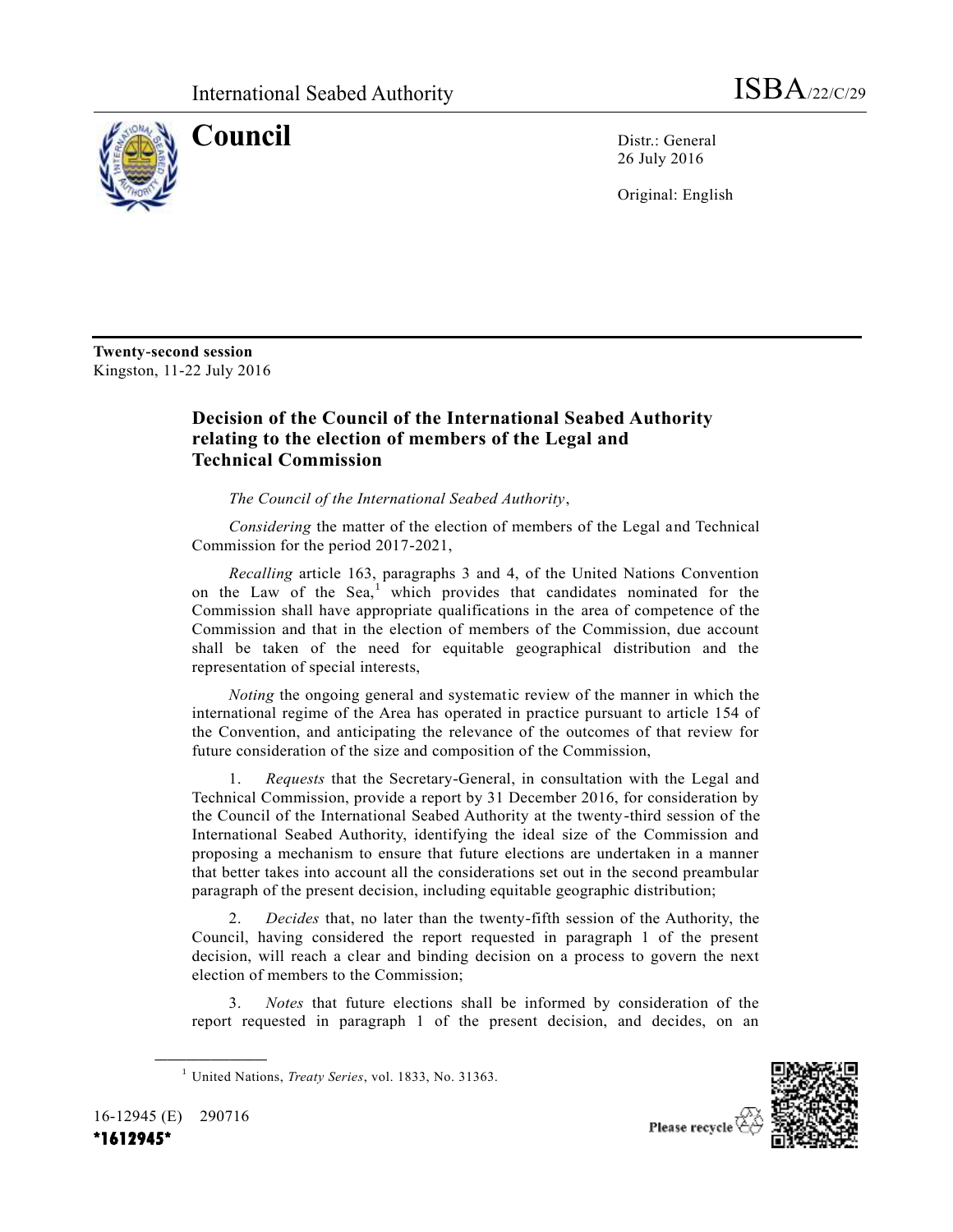International Seabed Authority ISBA/22/C/29

# Council

Distr.: General
26 July 2016

Original: English

**Twenty-second session**
Kingston, 11-22 July 2016

## Decision of the Council of the International Seabed Authority relating to the election of members of the Legal and Technical Commission

*The Council of the International Seabed Authority*,

*Considering* the matter of the election of members of the Legal and Technical Commission for the period 2017-2021,

*Recalling* article 163, paragraphs 3 and 4, of the United Nations Convention on the Law of the Sea,[1] which provides that candidates nominated for the Commission shall have appropriate qualifications in the area of competence of the Commission and that in the election of members of the Commission, due account shall be taken of the need for equitable geographical distribution and the representation of special interests,

*Noting* the ongoing general and systematic review of the manner in which the international regime of the Area has operated in practice pursuant to article 154 of the Convention, and anticipating the relevance of the outcomes of that review for future consideration of the size and composition of the Commission,

1. *Requests* that the Secretary-General, in consultation with the Legal and Technical Commission, provide a report by 31 December 2016, for consideration by the Council of the International Seabed Authority at the twenty-third session of the International Seabed Authority, identifying the ideal size of the Commission and proposing a mechanism to ensure that future elections are undertaken in a manner that better takes into account all the considerations set out in the second preambular paragraph of the present decision, including equitable geographic distribution;

2. *Decides* that, no later than the twenty-fifth session of the Authority, the Council, having considered the report requested in paragraph 1 of the present decision, will reach a clear and binding decision on a process to govern the next election of members to the Commission;

3. *Notes* that future elections shall be informed by consideration of the report requested in paragraph 1 of the present decision, and decides, on an

---

[1] United Nations, *Treaty Series*, vol. 1833, No. 31363.

16-12945 (E) 290716

*1612945*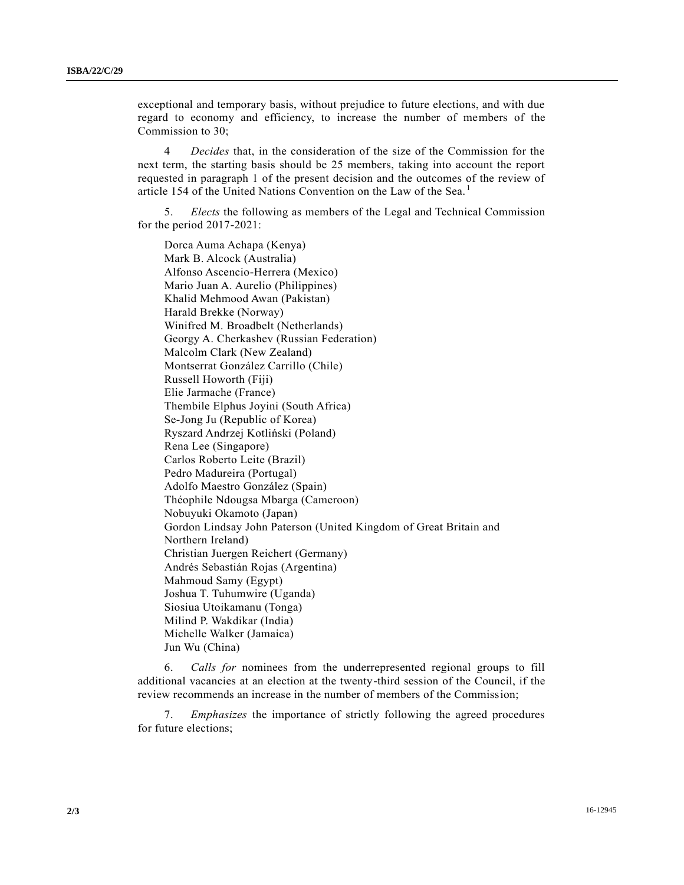exceptional and temporary basis, without prejudice to future elections, and with due regard to economy and efficiency, to increase the number of members of the Commission to 30;

4 *Decides* that, in the consideration of the size of the Commission for the next term, the starting basis should be 25 members, taking into account the report requested in paragraph 1 of the present decision and the outcomes of the review of article 154 of the United Nations Convention on the Law of the Sea.[1]

5. *Elects* the following as members of the Legal and Technical Commission for the period 2017-2021:

Dorca Auma Achapa (Kenya)
Mark B. Alcock (Australia)
Alfonso Ascencio-Herrera (Mexico)
Mario Juan A. Aurelio (Philippines)
Khalid Mehmood Awan (Pakistan)
Harald Brekke (Norway)
Winifred M. Broadbelt (Netherlands)
Georgy A. Cherkashev (Russian Federation)
Malcolm Clark (New Zealand)
Montserrat González Carrillo (Chile)
Russell Howorth (Fiji)
Elie Jarmache (France)
Thembile Elphus Joyini (South Africa)
Se-Jong Ju (Republic of Korea)
Ryszard Andrzej Kotliński (Poland)
Rena Lee (Singapore)
Carlos Roberto Leite (Brazil)
Pedro Madureira (Portugal)
Adolfo Maestro González (Spain)
Théophile Ndougsa Mbarga (Cameroon)
Nobuyuki Okamoto (Japan)
Gordon Lindsay John Paterson (United Kingdom of Great Britain and Northern Ireland)
Christian Juergen Reichert (Germany)
Andrés Sebastián Rojas (Argentina)
Mahmoud Samy (Egypt)
Joshua T. Tuhumwire (Uganda)
Siosiua Utoikamanu (Tonga)
Milind P. Wakdikar (India)
Michelle Walker (Jamaica)
Jun Wu (China)

6. *Calls for* nominees from the underrepresented regional groups to fill additional vacancies at an election at the twenty-third session of the Council, if the review recommends an increase in the number of members of the Commission;

7. *Emphasizes* the importance of strictly following the agreed procedures for future elections;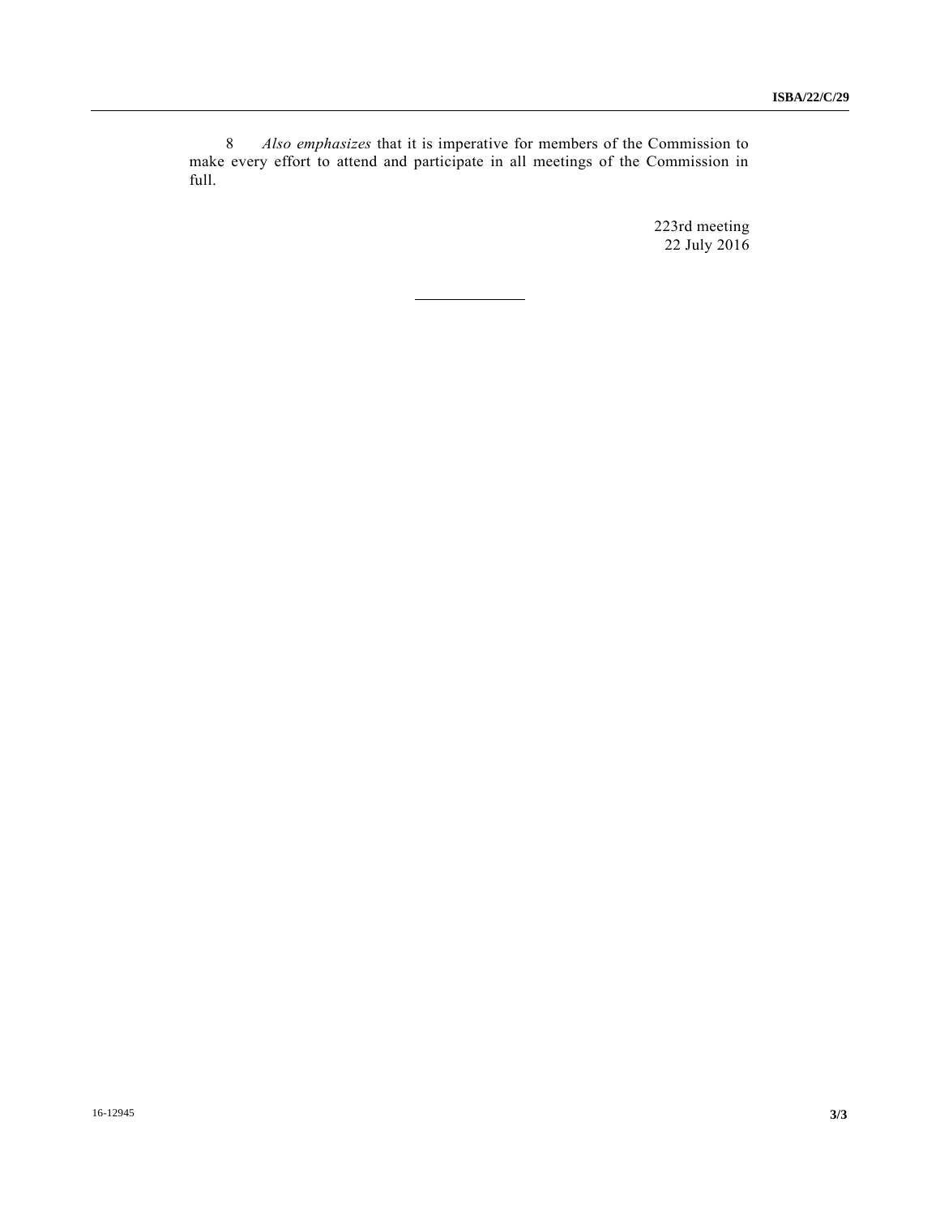8 *Also emphasizes* that it is imperative for members of the Commission to make every effort to attend and participate in all meetings of the Commission in full.

223rd meeting
22 July 2016